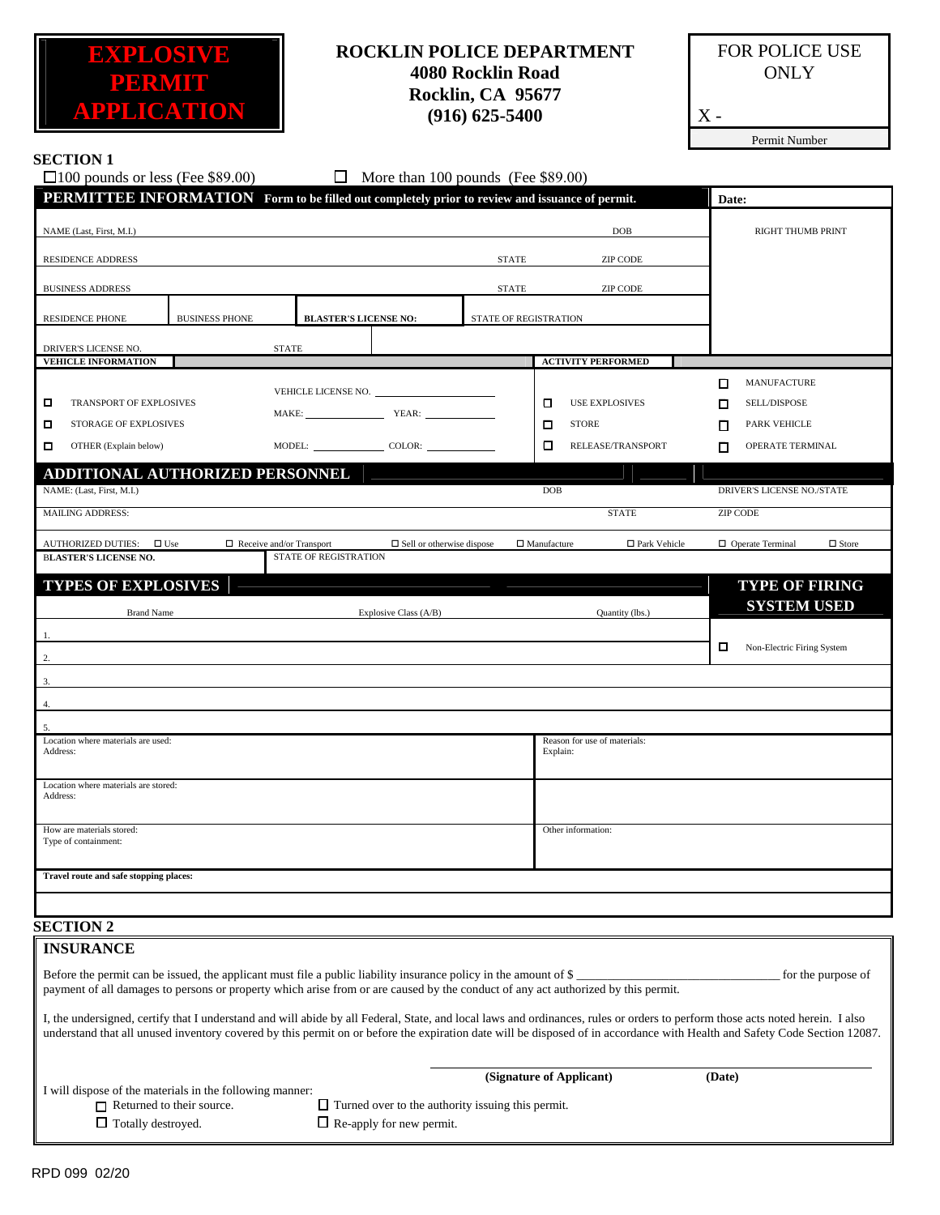# EXPLOSIVE PERMIT APPLICATION

**ROCKLIN POLICE DEPARTMENT**
**4080 Rocklin Road**
**Rocklin, CA 95677**
**(916) 625-5400**

FOR POLICE USE ONLY

X -

Permit Number

## SECTION 1

☐ 100 pounds or less (Fee $89.00) ☐ More than 100 pounds (Fee $89.00)

### PERMITTEE INFORMATION

**Form to be filled out completely prior to review and issuance of permit.**

**Date:**

| | | | | |
|---|---|---|---|---|
| NAME (Last, First, M.I.) | | | DOB | RIGHT THUMB PRINT |
| RESIDENCE ADDRESS | | STATE | ZIP CODE | |
| BUSINESS ADDRESS | | STATE | ZIP CODE | |
| RESIDENCE PHONE | BUSINESS PHONE | **BLASTER'S LICENSE NO:** | STATE OF REGISTRATION | |
| DRIVER'S LICENSE NO. | STATE | | | |

**VEHICLE INFORMATION**

☐ TRANSPORT OF EXPLOSIVES
☐ STORAGE OF EXPLOSIVES
☐ OTHER (Explain below)

VEHICLE LICENSE NO. ________
MAKE: ________ YEAR: ________
MODEL: ________ COLOR: ________

**ACTIVITY PERFORMED**

☐ USE EXPLOSIVES
☐ STORE
☐ RELEASE/TRANSPORT
☐ MANUFACTURE
☐ SELL/DISPOSE
☐ PARK VEHICLE
☐ OPERATE TERMINAL

### ADDITIONAL AUTHORIZED PERSONNEL

| | | | |
|---|---|---|---|
| NAME: (Last, First, M.I.) | DOB | | DRIVER'S LICENSE NO./STATE |
| MAILING ADDRESS: | | STATE | ZIP CODE |

AUTHORIZED DUTIES: ☐ Use ☐ Receive and/or Transport ☐ Sell or otherwise dispose ☐ Manufacture ☐ Park Vehicle ☐ Operate Terminal ☐ Store

| | |
|---|---|
| **BLASTER'S LICENSE NO.** | STATE OF REGISTRATION |

### TYPES OF EXPLOSIVES

| | Brand Name | Explosive Class (A/B) | Quantity (lbs.) |
|---|---|---|---|
| 1. | | | |
| 2. | | | |
| 3. | | | |
| 4. | | | |
| 5. | | | |

### TYPE OF FIRING SYSTEM USED

☐ Non-Electric Firing System

| | |
|---|---|
| Location where materials are used: Address: | Reason for use of materials: Explain: |
| Location where materials are stored: Address: | |
| How are materials stored: Type of containment: | Other information: |

**Travel route and safe stopping places:**

## SECTION 2

### INSURANCE

Before the permit can be issued, the applicant must file a public liability insurance policy in the amount of $ ________________ for the purpose of payment of all damages to persons or property which arise from or are caused by the conduct of any act authorized by this permit.

I, the undersigned, certify that I understand and will abide by all Federal, State, and local laws and ordinances, rules or orders to perform those acts noted herein. I also understand that all unused inventory covered by this permit on or before the expiration date will be disposed of in accordance with Health and Safety Code Section 12087.

________________________________
**(Signature of Applicant)** **(Date)**

I will dispose of the materials in the following manner:

☐ Returned to their source. ☐ Turned over to the authority issuing this permit.
☐ Totally destroyed. ☐ Re-apply for new permit.

RPD 099 02/20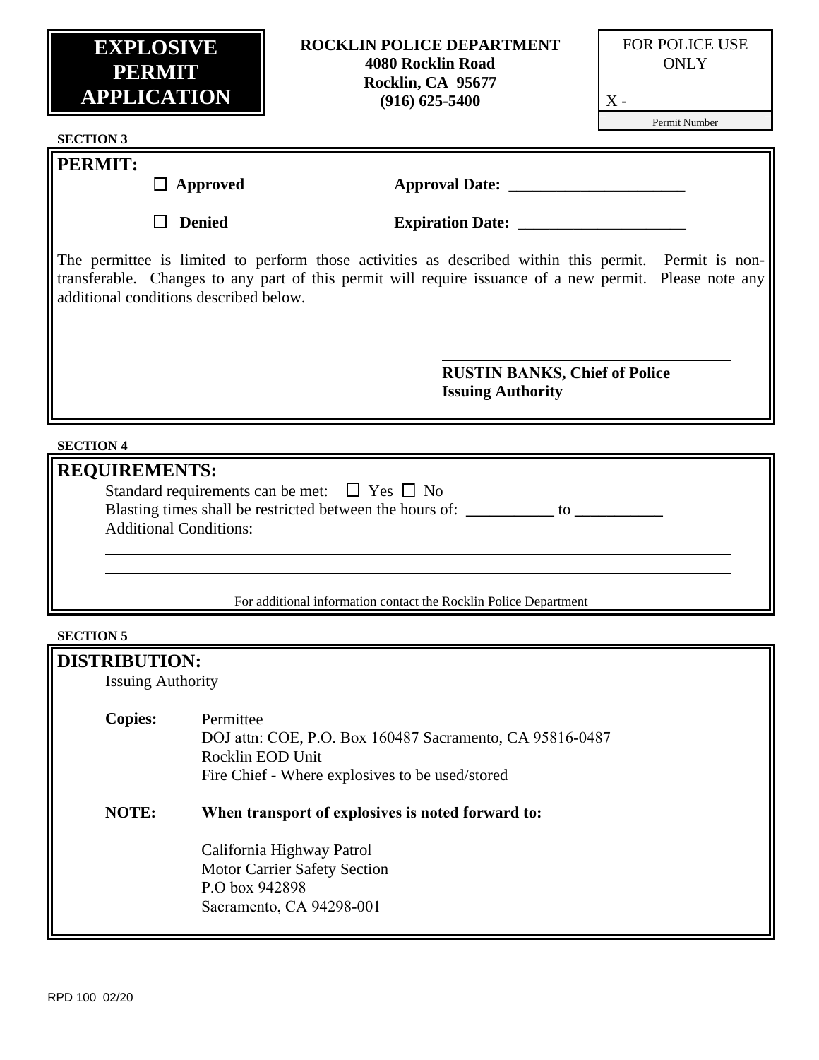# EXPLOSIVE PERMIT APPLICATION

**ROCKLIN POLICE DEPARTMENT**
**4080 Rocklin Road**
**Rocklin, CA 95677**
**(916) 625-5400**

FOR POLICE USE ONLY

X -

Permit Number

**SECTION 3**

## PERMIT:

☐ **Approved** **Approval Date:** ______________________

☐ **Denied** **Expiration Date:** ____________________

The permittee is limited to perform those activities as described within this permit. Permit is non-transferable. Changes to any part of this permit will require issuance of a new permit. Please note any additional conditions described below.

___________________________________

**RUSTIN BANKS, Chief of Police**
**Issuing Authority**

**SECTION 4**

## REQUIREMENTS:

Standard requirements can be met: ☐ Yes ☐ No

Blasting times shall be restricted between the hours of: ___________ to ___________

Additional Conditions: ____________________________________________

____________________________________________

____________________________________________

For additional information contact the Rocklin Police Department

**SECTION 5**

## DISTRIBUTION:

Issuing Authority

**Copies:** Permittee
DOJ attn: COE, P.O. Box 160487 Sacramento, CA 95816-0487
Rocklin EOD Unit
Fire Chief - Where explosives to be used/stored

**NOTE:** **When transport of explosives is noted forward to:**

California Highway Patrol
Motor Carrier Safety Section
P.O box 942898
Sacramento, CA 94298-001

RPD 100 02/20